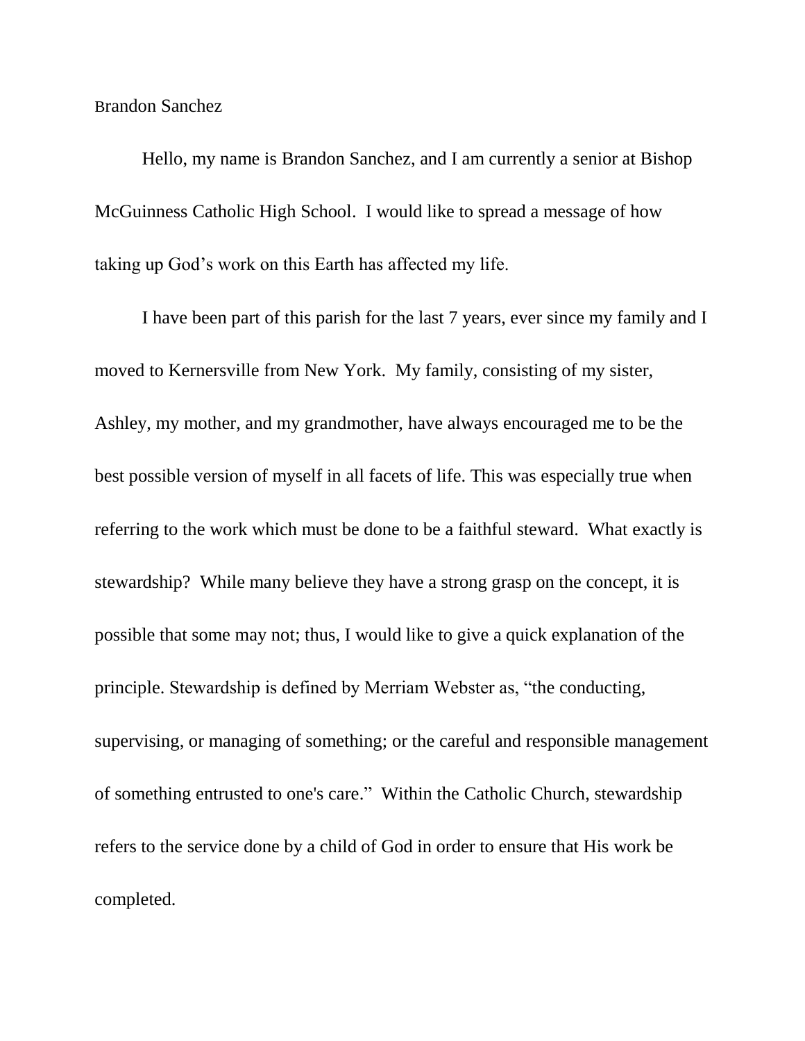Brandon Sanchez

Hello, my name is Brandon Sanchez, and I am currently a senior at Bishop McGuinness Catholic High School. I would like to spread a message of how taking up God's work on this Earth has affected my life.

I have been part of this parish for the last 7 years, ever since my family and I moved to Kernersville from New York. My family, consisting of my sister, Ashley, my mother, and my grandmother, have always encouraged me to be the best possible version of myself in all facets of life. This was especially true when referring to the work which must be done to be a faithful steward. What exactly is stewardship? While many believe they have a strong grasp on the concept, it is possible that some may not; thus, I would like to give a quick explanation of the principle. Stewardship is defined by Merriam Webster as, "the conducting, supervising, or managing of something; or the careful and responsible management of something entrusted to one's care." Within the Catholic Church, stewardship refers to the service done by a child of God in order to ensure that His work be completed.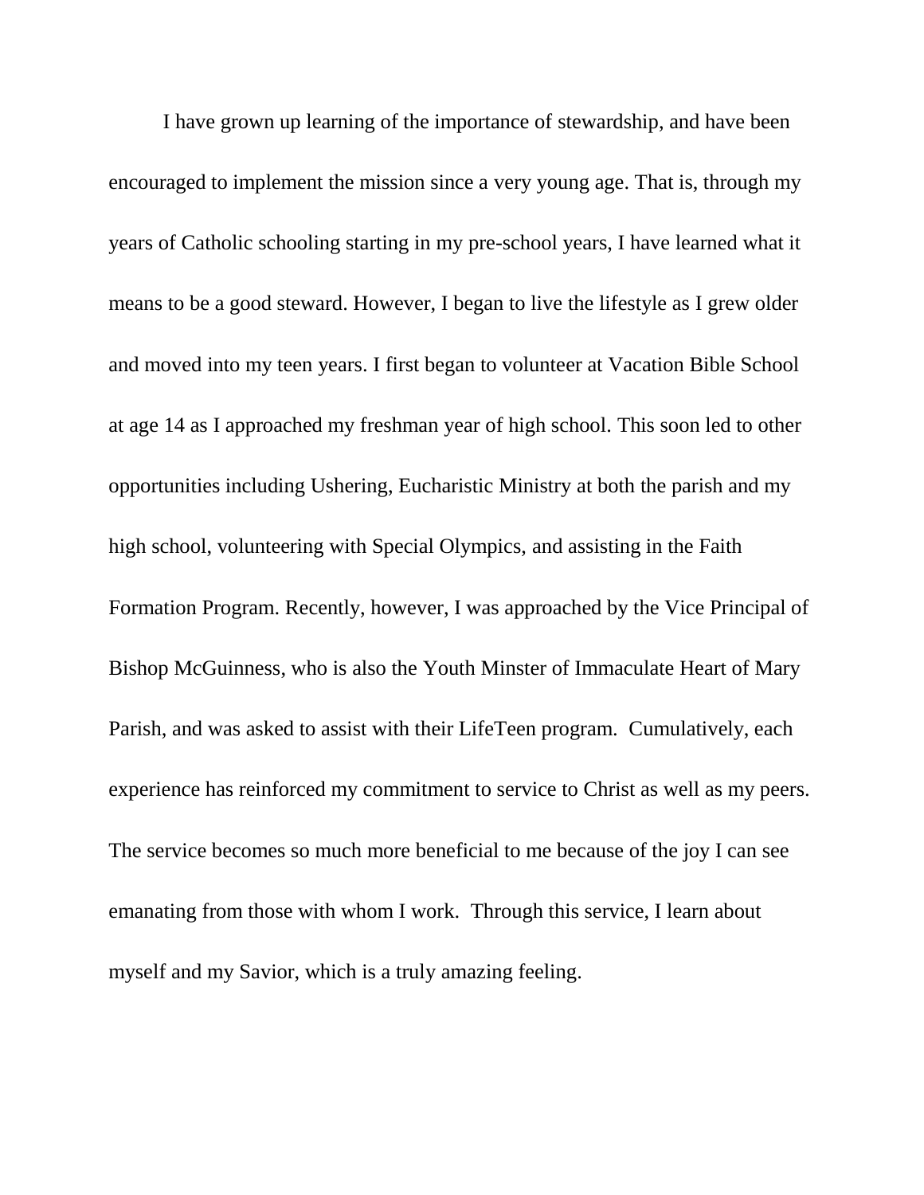I have grown up learning of the importance of stewardship, and have been encouraged to implement the mission since a very young age. That is, through my years of Catholic schooling starting in my pre-school years, I have learned what it means to be a good steward. However, I began to live the lifestyle as I grew older and moved into my teen years. I first began to volunteer at Vacation Bible School at age 14 as I approached my freshman year of high school. This soon led to other opportunities including Ushering, Eucharistic Ministry at both the parish and my high school, volunteering with Special Olympics, and assisting in the Faith Formation Program. Recently, however, I was approached by the Vice Principal of Bishop McGuinness, who is also the Youth Minster of Immaculate Heart of Mary Parish, and was asked to assist with their LifeTeen program. Cumulatively, each experience has reinforced my commitment to service to Christ as well as my peers. The service becomes so much more beneficial to me because of the joy I can see emanating from those with whom I work. Through this service, I learn about myself and my Savior, which is a truly amazing feeling.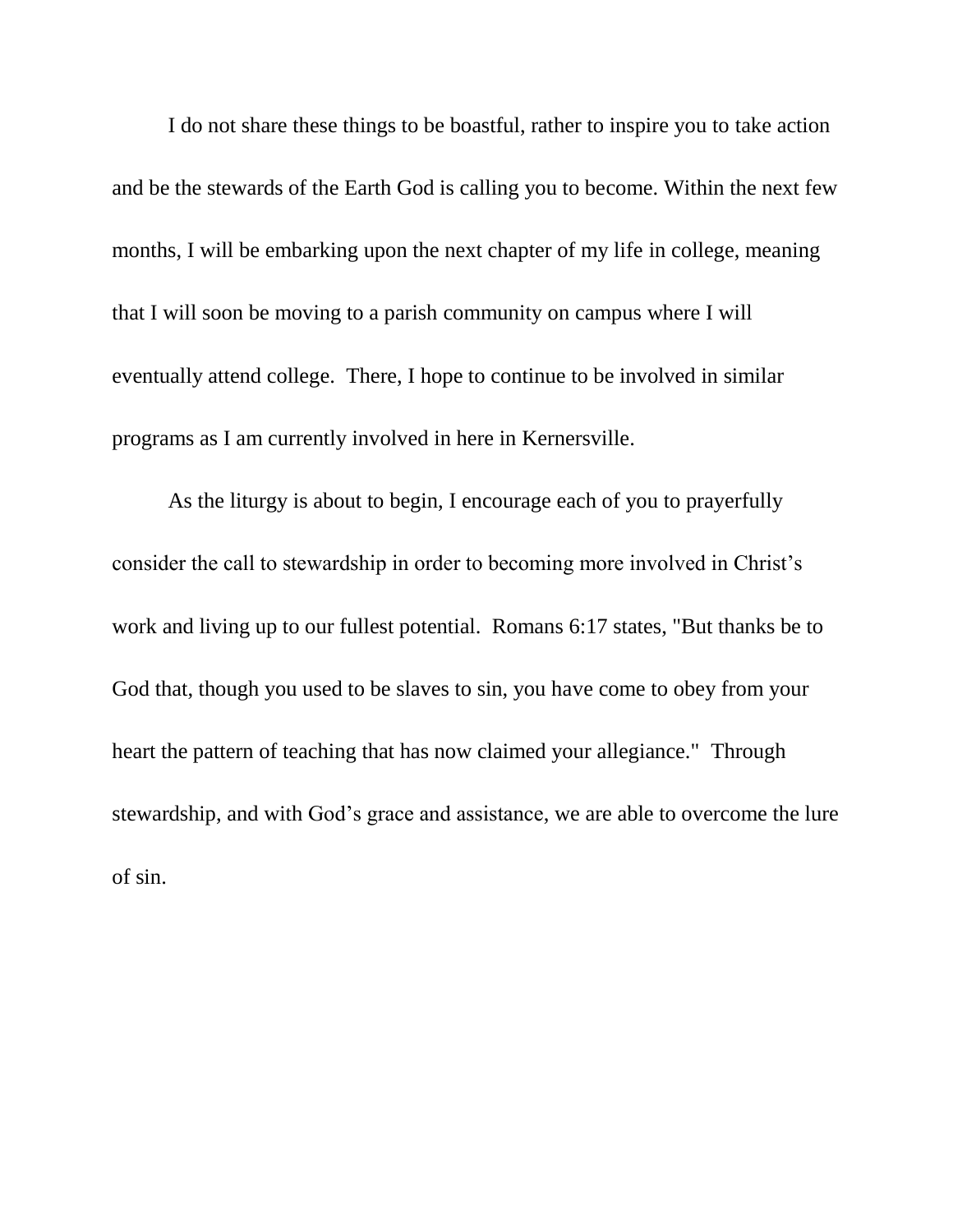I do not share these things to be boastful, rather to inspire you to take action and be the stewards of the Earth God is calling you to become. Within the next few months, I will be embarking upon the next chapter of my life in college, meaning that I will soon be moving to a parish community on campus where I will eventually attend college. There, I hope to continue to be involved in similar programs as I am currently involved in here in Kernersville.

As the liturgy is about to begin, I encourage each of you to prayerfully consider the call to stewardship in order to becoming more involved in Christ's work and living up to our fullest potential. Romans 6:17 states, "But thanks be to God that, though you used to be slaves to sin, you have come to obey from your heart the pattern of teaching that has now claimed your allegiance." Through stewardship, and with God's grace and assistance, we are able to overcome the lure of sin.